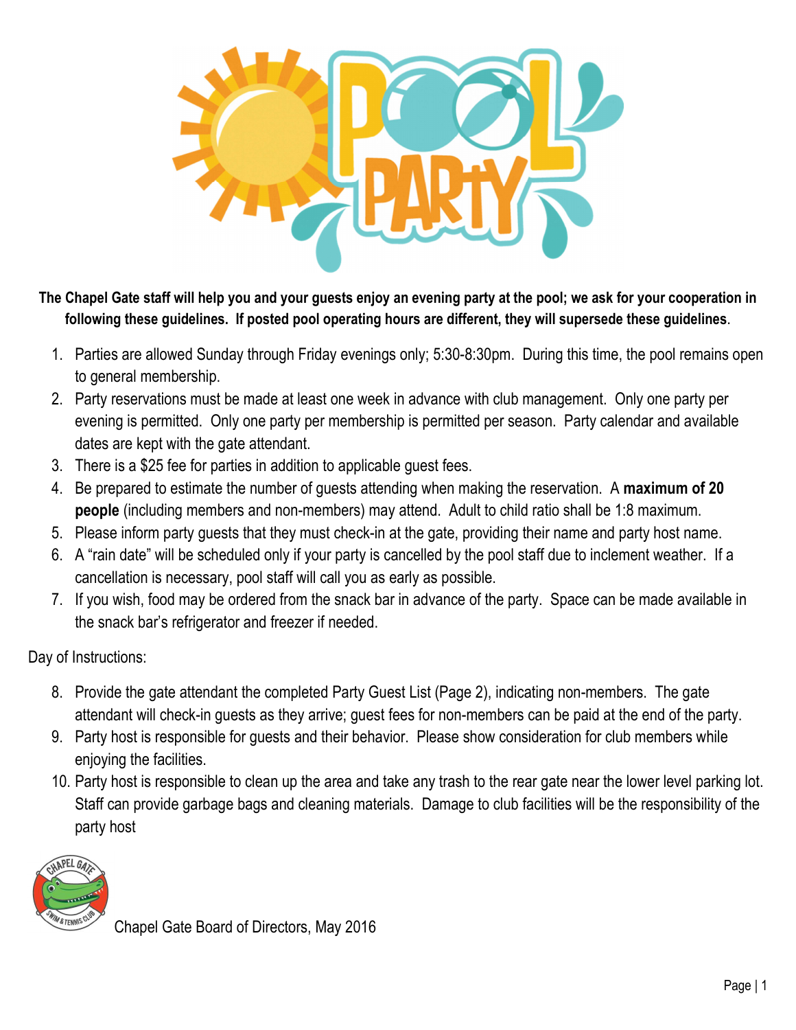# POOL PARTY

**The Chapel Gate staff will help you and your guests enjoy an evening party at the pool; we ask for your cooperation in following these guidelines. If posted pool operating hours are different, they will supersede these guidelines**.

1. Parties are allowed Sunday through Friday evenings only; 5:30-8:30pm. During this time, the pool remains open to general membership.
2. Party reservations must be made at least one week in advance with club management. Only one party per evening is permitted. Only one party per membership is permitted per season. Party calendar and available dates are kept with the gate attendant.
3. There is a $25 fee for parties in addition to applicable guest fees.
4. Be prepared to estimate the number of guests attending when making the reservation. A **maximum of 20 people** (including members and non-members) may attend. Adult to child ratio shall be 1:8 maximum.
5. Please inform party guests that they must check-in at the gate, providing their name and party host name.
6. A "rain date" will be scheduled only if your party is cancelled by the pool staff due to inclement weather. If a cancellation is necessary, pool staff will call you as early as possible.
7. If you wish, food may be ordered from the snack bar in advance of the party. Space can be made available in the snack bar's refrigerator and freezer if needed.

Day of Instructions:

8. Provide the gate attendant the completed Party Guest List (Page 2), indicating non-members. The gate attendant will check-in guests as they arrive; guest fees for non-members can be paid at the end of the party.
9. Party host is responsible for guests and their behavior. Please show consideration for club members while enjoying the facilities.
10. Party host is responsible to clean up the area and take any trash to the rear gate near the lower level parking lot. Staff can provide garbage bags and cleaning materials. Damage to club facilities will be the responsibility of the party host

Chapel Gate Board of Directors, May 2016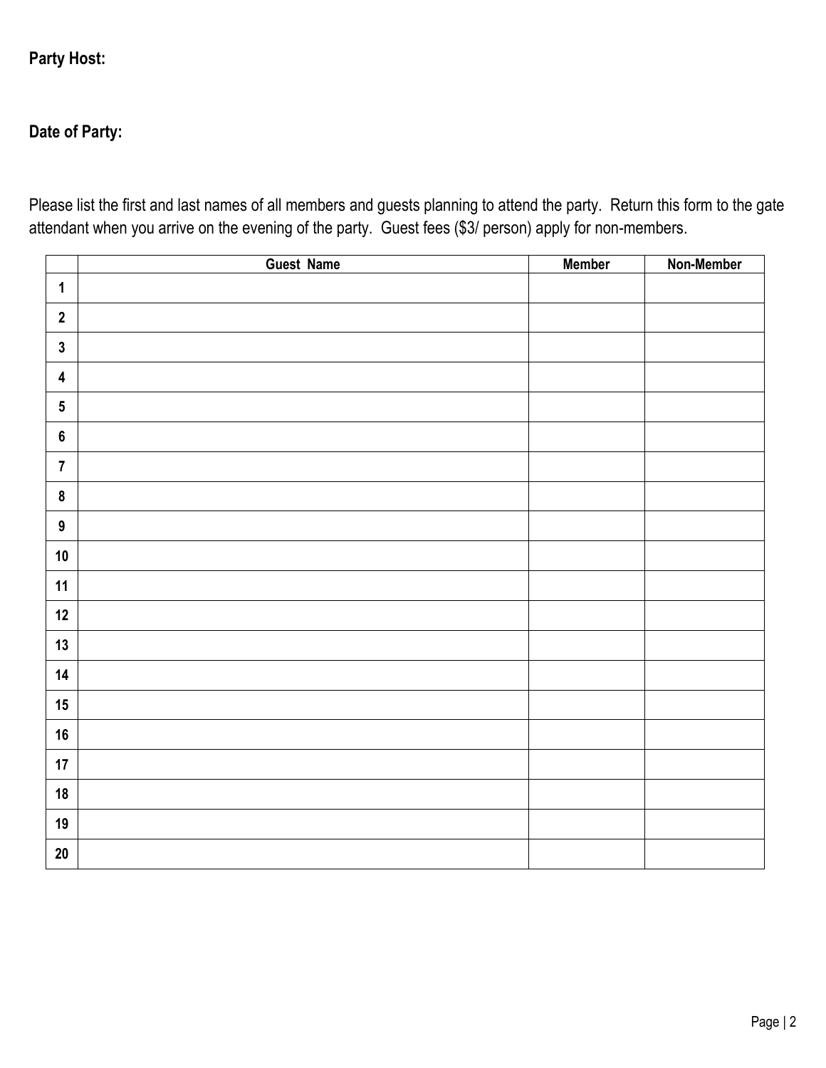**Party Host:**

**Date of Party:**

Please list the first and last names of all members and guests planning to attend the party. Return this form to the gate attendant when you arrive on the evening of the party. Guest fees ($3/ person) apply for non-members.

| | Guest Name | Member | Non-Member |
|---|---|---|---|
| 1 | | | |
| 2 | | | |
| 3 | | | |
| 4 | | | |
| 5 | | | |
| 6 | | | |
| 7 | | | |
| 8 | | | |
| 9 | | | |
| 10 | | | |
| 11 | | | |
| 12 | | | |
| 13 | | | |
| 14 | | | |
| 15 | | | |
| 16 | | | |
| 17 | | | |
| 18 | | | |
| 19 | | | |
| 20 | | | |